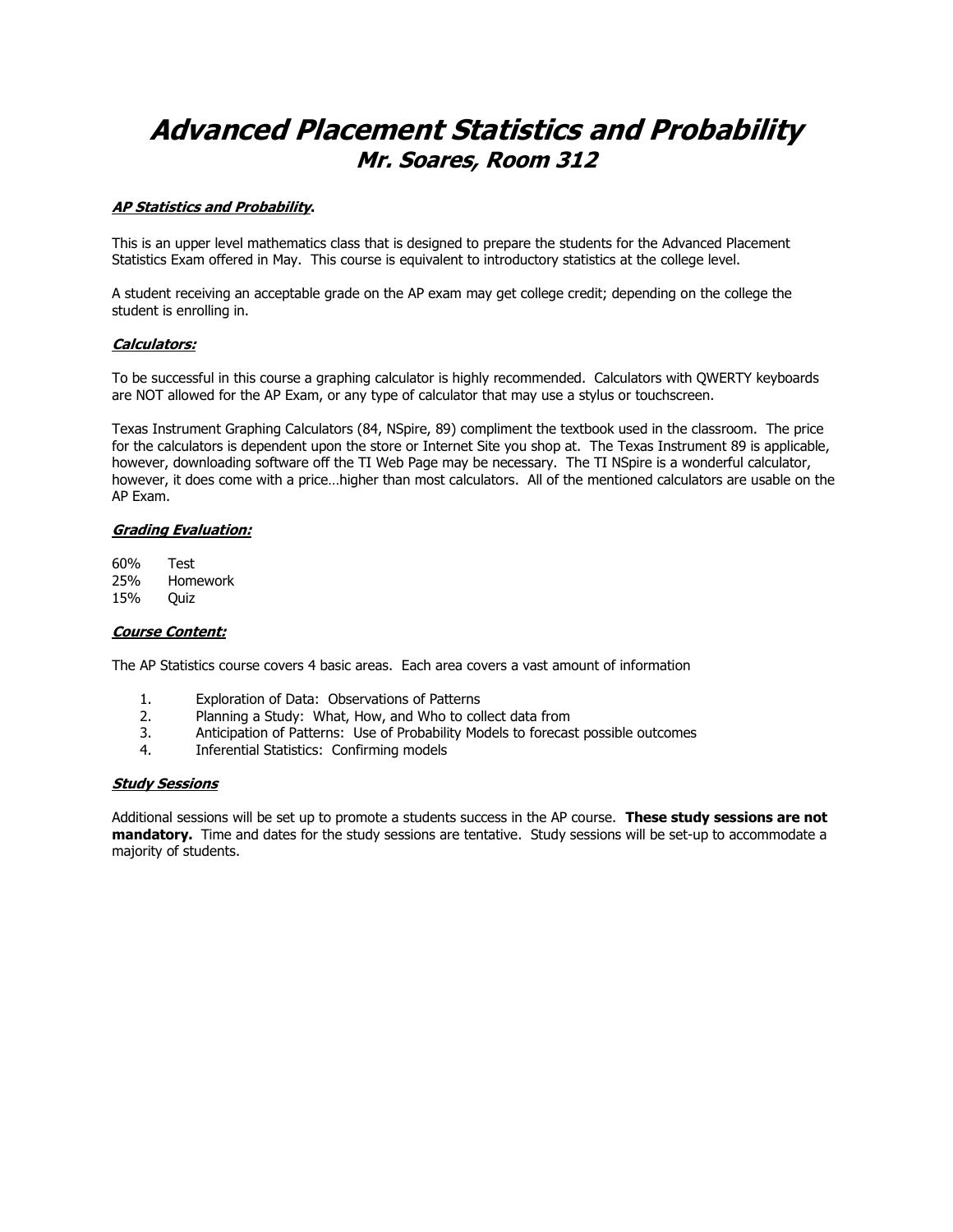# ***Advanced Placement Statistics and Probability***

## ***Mr. Soares, Room 312***

***AP Statistics and Probability*.**

This is an upper level mathematics class that is designed to prepare the students for the Advanced Placement Statistics Exam offered in May. This course is equivalent to introductory statistics at the college level.

A student receiving an acceptable grade on the AP exam may get college credit; depending on the college the student is enrolling in.

***Calculators:***

To be successful in this course a graphing calculator is highly recommended. Calculators with QWERTY keyboards are NOT allowed for the AP Exam, or any type of calculator that may use a stylus or touchscreen.

Texas Instrument Graphing Calculators (84, NSpire, 89) compliment the textbook used in the classroom. The price for the calculators is dependent upon the store or Internet Site you shop at. The Texas Instrument 89 is applicable, however, downloading software off the TI Web Page may be necessary. The TI NSpire is a wonderful calculator, however, it does come with a price…higher than most calculators. All of the mentioned calculators are usable on the AP Exam.

***Grading Evaluation:***

60% Test
25% Homework
15% Quiz

***Course Content:***

The AP Statistics course covers 4 basic areas. Each area covers a vast amount of information

1. Exploration of Data: Observations of Patterns
2. Planning a Study: What, How, and Who to collect data from
3. Anticipation of Patterns: Use of Probability Models to forecast possible outcomes
4. Inferential Statistics: Confirming models

***Study Sessions***

Additional sessions will be set up to promote a students success in the AP course. **These study sessions are not mandatory.** Time and dates for the study sessions are tentative. Study sessions will be set-up to accommodate a majority of students.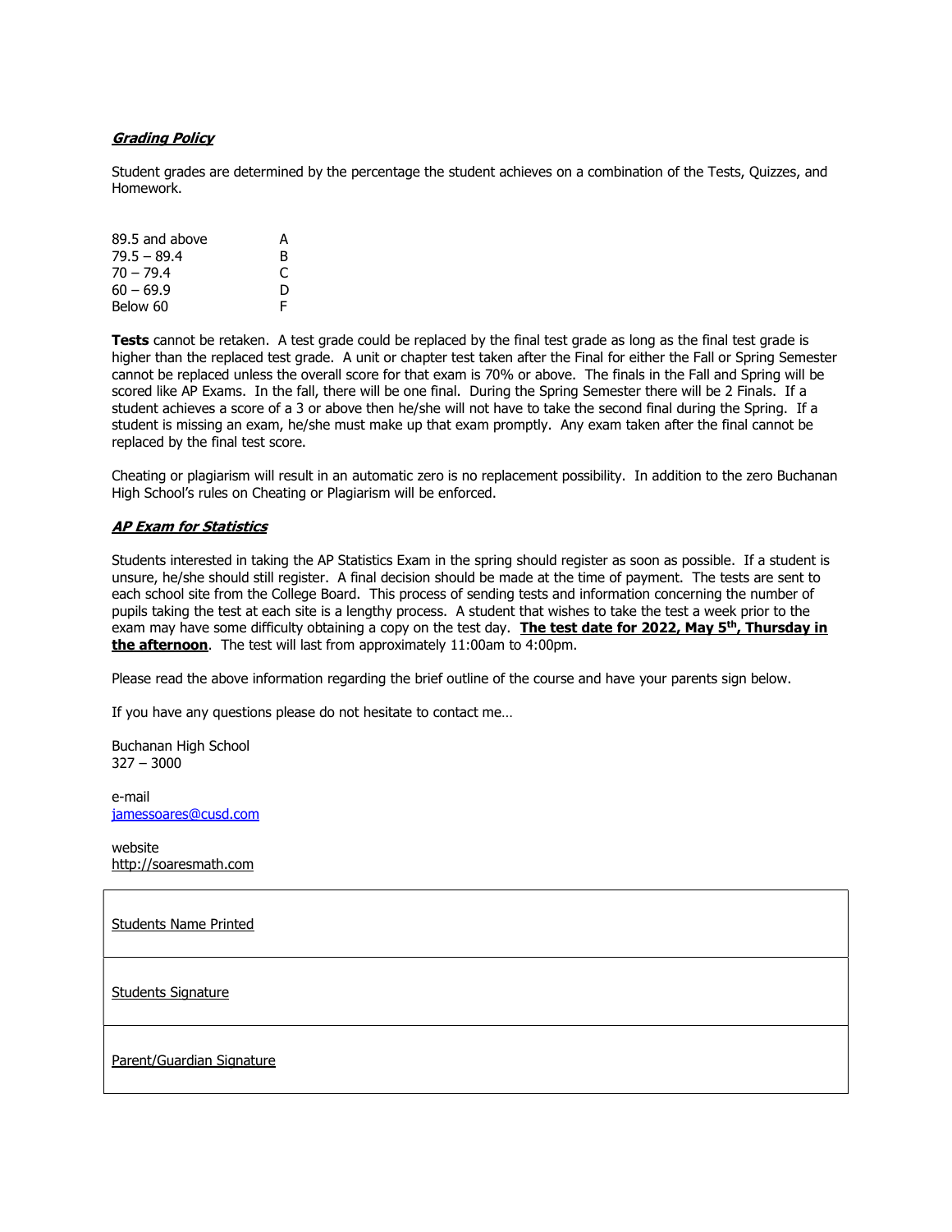***Grading Policy***

Student grades are determined by the percentage the student achieves on a combination of the Tests, Quizzes, and Homework.

| | |
|---|---|
| 89.5 and above | A |
| 79.5 – 89.4 | B |
| 70 – 79.4 | C |
| 60 – 69.9 | D |
| Below 60 | F |

**Tests** cannot be retaken. A test grade could be replaced by the final test grade as long as the final test grade is higher than the replaced test grade. A unit or chapter test taken after the Final for either the Fall or Spring Semester cannot be replaced unless the overall score for that exam is 70% or above. The finals in the Fall and Spring will be scored like AP Exams. In the fall, there will be one final. During the Spring Semester there will be 2 Finals. If a student achieves a score of a 3 or above then he/she will not have to take the second final during the Spring. If a student is missing an exam, he/she must make up that exam promptly. Any exam taken after the final cannot be replaced by the final test score.

Cheating or plagiarism will result in an automatic zero is no replacement possibility. In addition to the zero Buchanan High School's rules on Cheating or Plagiarism will be enforced.

***AP Exam for Statistics***

Students interested in taking the AP Statistics Exam in the spring should register as soon as possible. If a student is unsure, he/she should still register. A final decision should be made at the time of payment. The tests are sent to each school site from the College Board. This process of sending tests and information concerning the number of pupils taking the test at each site is a lengthy process. A student that wishes to take the test a week prior to the exam may have some difficulty obtaining a copy on the test day. **The test date for 2022, May 5th, Thursday in the afternoon**. The test will last from approximately 11:00am to 4:00pm.

Please read the above information regarding the brief outline of the course and have your parents sign below.

If you have any questions please do not hesitate to contact me…

Buchanan High School
327 – 3000

e-mail
jamessoares@cusd.com

website
http://soaresmath.com

| |
|---|
| Students Name Printed |
| Students Signature |
| Parent/Guardian Signature |